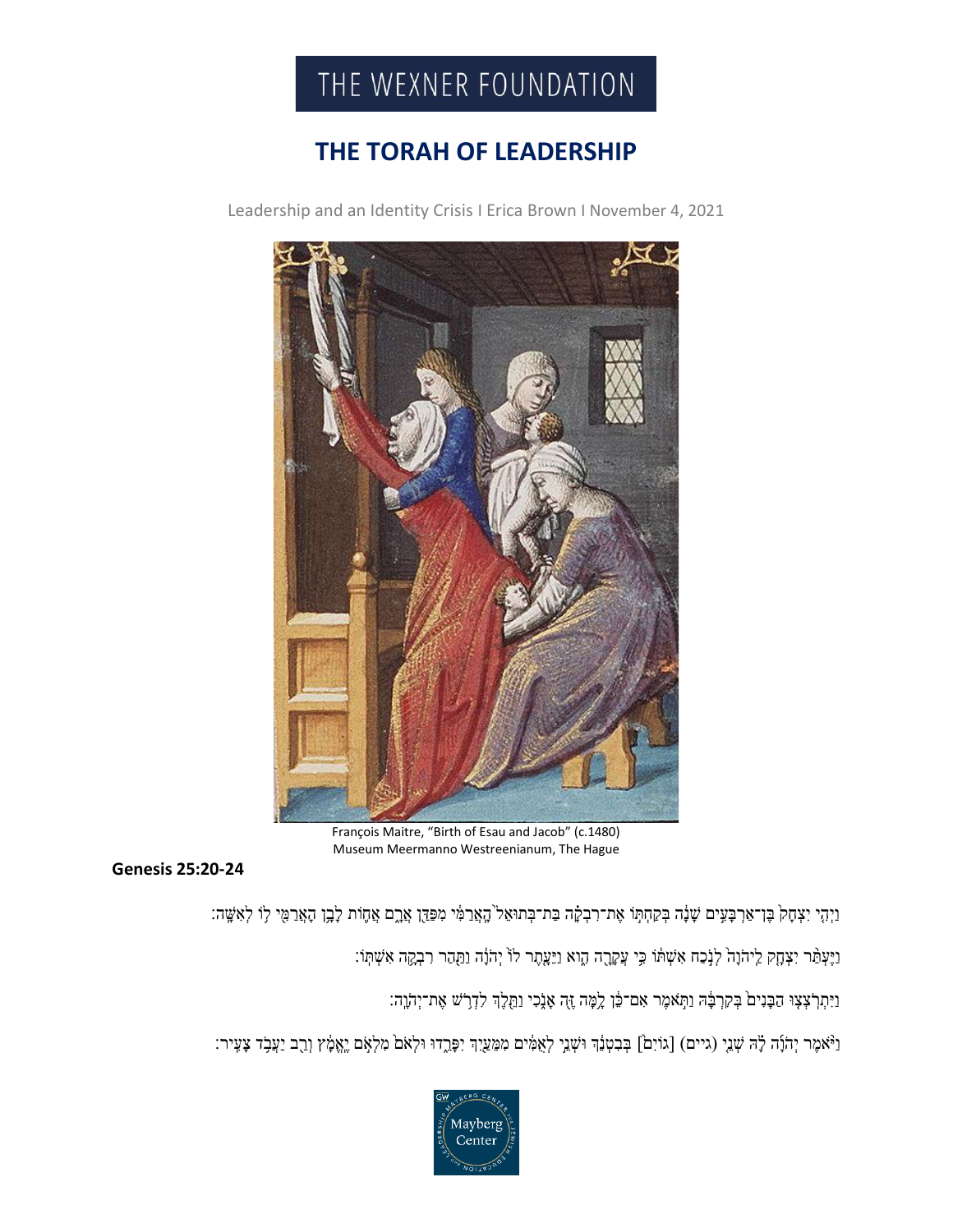# THE WEXNER FOUNDATION

## THE TORAH OF LEADERSHIP

Leadership and an Identity Crisis I Erica Brown I November 4, 2021

François Maitre, "Birth of Esau and Jacob" (c.1480)
Museum Meermanno Westreenianum, The Hague

**Genesis 25:20-24**

וַיְהִ֣י יִצְחָק֙ בֶּן־אַרְבָּעִ֣ים שָׁנָ֔ה בְּקַחְתּ֣וֹ אֶת־רִבְקָ֗ה בַּת־בְּתוּאֵל֙ הָֽאֲרַמִּ֔י מִפַּדַּ֖ן אֲרָ֑ם אֲח֛וֹת לָבָ֥ן הָאֲרַמִּ֖י ל֥וֹ לְאִשָּֽׁה׃

וַיֶּעְתַּ֨ר יִצְחָ֤ק לַֽיהֹוָה֙ לְנֹ֣כַח אִשְׁתּ֔וֹ כִּ֥י עֲקָרָ֖ה הִ֑וא וַיֵּעָ֤תֶר לוֹ֙ יְהֹוָ֔ה וַתַּ֖הַר רִבְקָ֥ה אִשְׁתּֽוֹ׃

וַיִּתְרֹֽצְﬢ הַבָּנִים֙ בְּקִרְבָּ֔הּ וַתֹּ֣אמֶר אִם־כֵּ֔ן לָ֥מָּה זֶּ֖ה אָנֹ֑כִי וַתֵּ֖לֶךְ לִדְרֹ֥שׁ אֶת־יְהֹוָֽה׃

וַיֹּ֨אמֶר יְהֹוָ֜ה לָ֗הּ שְׁנֵ֤י (גיים) [גוֹיִם֙] בְּבִטְנֵ֔ךְ וּשְׁנֵ֣י לְאֻמִּ֔ים מִמֵּעַ֖יִךְ יִפָּרֵ֑דוּ וּלְאֹם֙ מִלְאֹ֣ם יֶֽאֱמָ֔ץ וְרַ֖ב יַעֲבֹ֥ד צָעִֽיר׃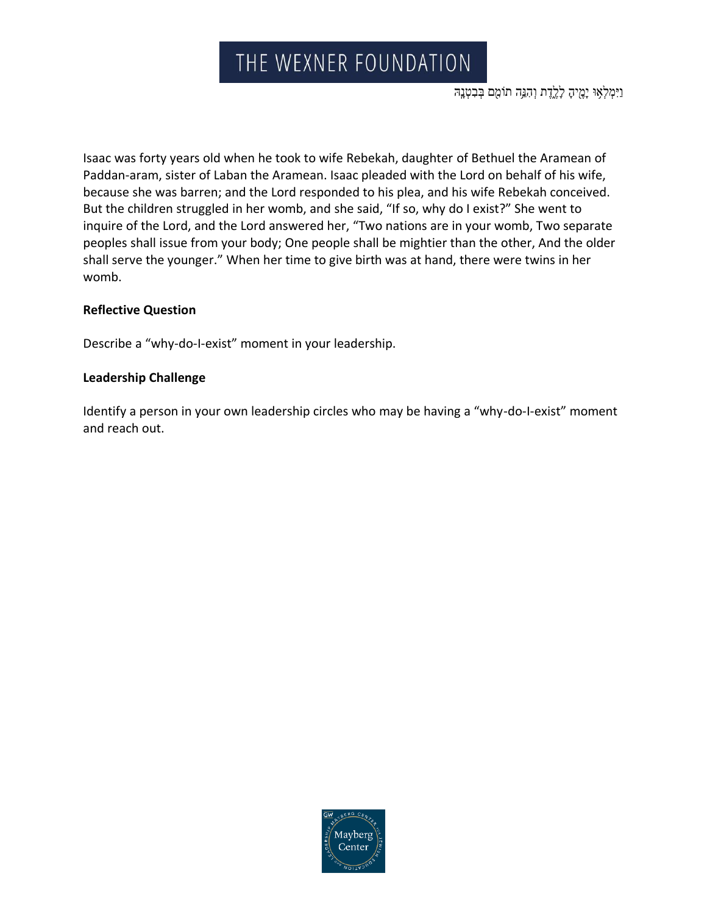וַיִּמְלְאוּ יָמֶיהָ לָלֶדֶת וְהִנֵּה תוֹמִם בְּבִטְנָהּ

Isaac was forty years old when he took to wife Rebekah, daughter of Bethuel the Aramean of Paddan-aram, sister of Laban the Aramean. Isaac pleaded with the Lord on behalf of his wife, because she was barren; and the Lord responded to his plea, and his wife Rebekah conceived. But the children struggled in her womb, and she said, "If so, why do I exist?" She went to inquire of the Lord, and the Lord answered her, "Two nations are in your womb, Two separate peoples shall issue from your body; One people shall be mightier than the other, And the older shall serve the younger." When her time to give birth was at hand, there were twins in her womb.

**Reflective Question**

Describe a "why-do-I-exist" moment in your leadership.

**Leadership Challenge**

Identify a person in your own leadership circles who may be having a "why-do-I-exist" moment and reach out.